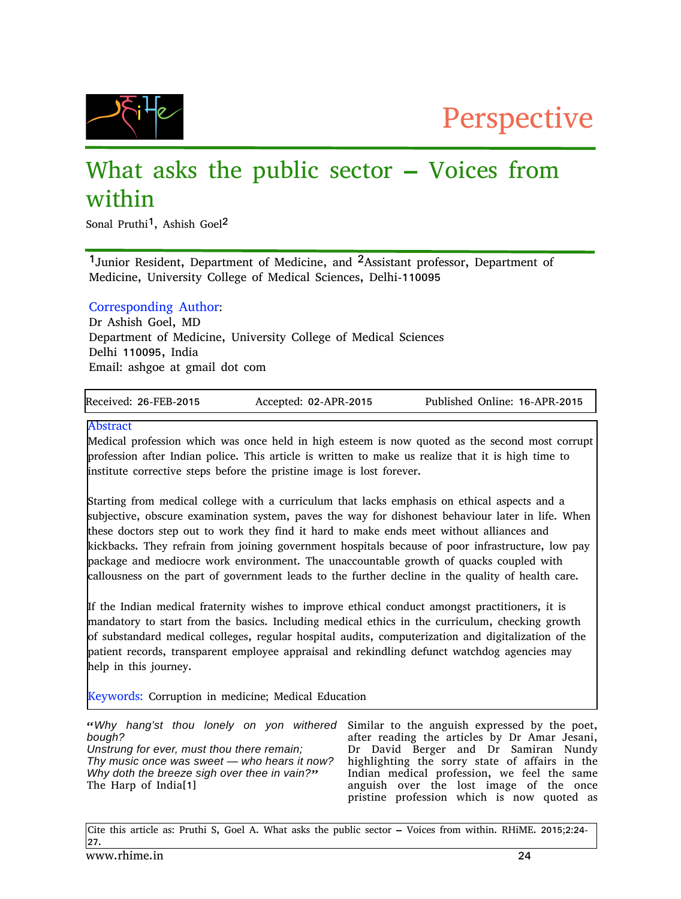Perspective

# What asks the public sector – Voices from within

Sonal Pruthi[1], Ashish Goel[2]

[1]Junior Resident, Department of Medicine, and [2]Assistant professor, Department of Medicine, University College of Medical Sciences, Delhi-110095

**Corresponding Author:**
Dr Ashish Goel, MD
Department of Medicine, University College of Medical Sciences
Delhi 110095, India
Email: ashgoe at gmail dot com

| Received: 26-FEB-2015 | Accepted: 02-APR-2015 | Published Online: 16-APR-2015 |
|---|---|---|

## Abstract

Medical profession which was once held in high esteem is now quoted as the second most corrupt profession after Indian police. This article is written to make us realize that it is high time to institute corrective steps before the pristine image is lost forever.

Starting from medical college with a curriculum that lacks emphasis on ethical aspects and a subjective, obscure examination system, paves the way for dishonest behaviour later in life. When these doctors step out to work they find it hard to make ends meet without alliances and kickbacks. They refrain from joining government hospitals because of poor infrastructure, low pay package and mediocre work environment. The unaccountable growth of quacks coupled with callousness on the part of government leads to the further decline in the quality of health care.

If the Indian medical fraternity wishes to improve ethical conduct amongst practitioners, it is mandatory to start from the basics. Including medical ethics in the curriculum, checking growth of substandard medical colleges, regular hospital audits, computerization and digitalization of the patient records, transparent employee appraisal and rekindling defunct watchdog agencies may help in this journey.

**Keywords:** Corruption in medicine; Medical Education

*"Why hang'st thou lonely on yon withered bough?*
*Unstrung for ever, must thou there remain;*
*Thy music once was sweet — who hears it now?*
*Why doth the breeze sigh over thee in vain?"*
The Harp of India[1]

Similar to the anguish expressed by the poet, after reading the articles by Dr Amar Jesani, Dr David Berger and Dr Samiran Nundy highlighting the sorry state of affairs in the Indian medical profession, we feel the same anguish over the lost image of the once pristine profession which is now quoted as

Cite this article as: Pruthi S, Goel A. What asks the public sector – Voices from within. RHiME. 2015;2:24-27.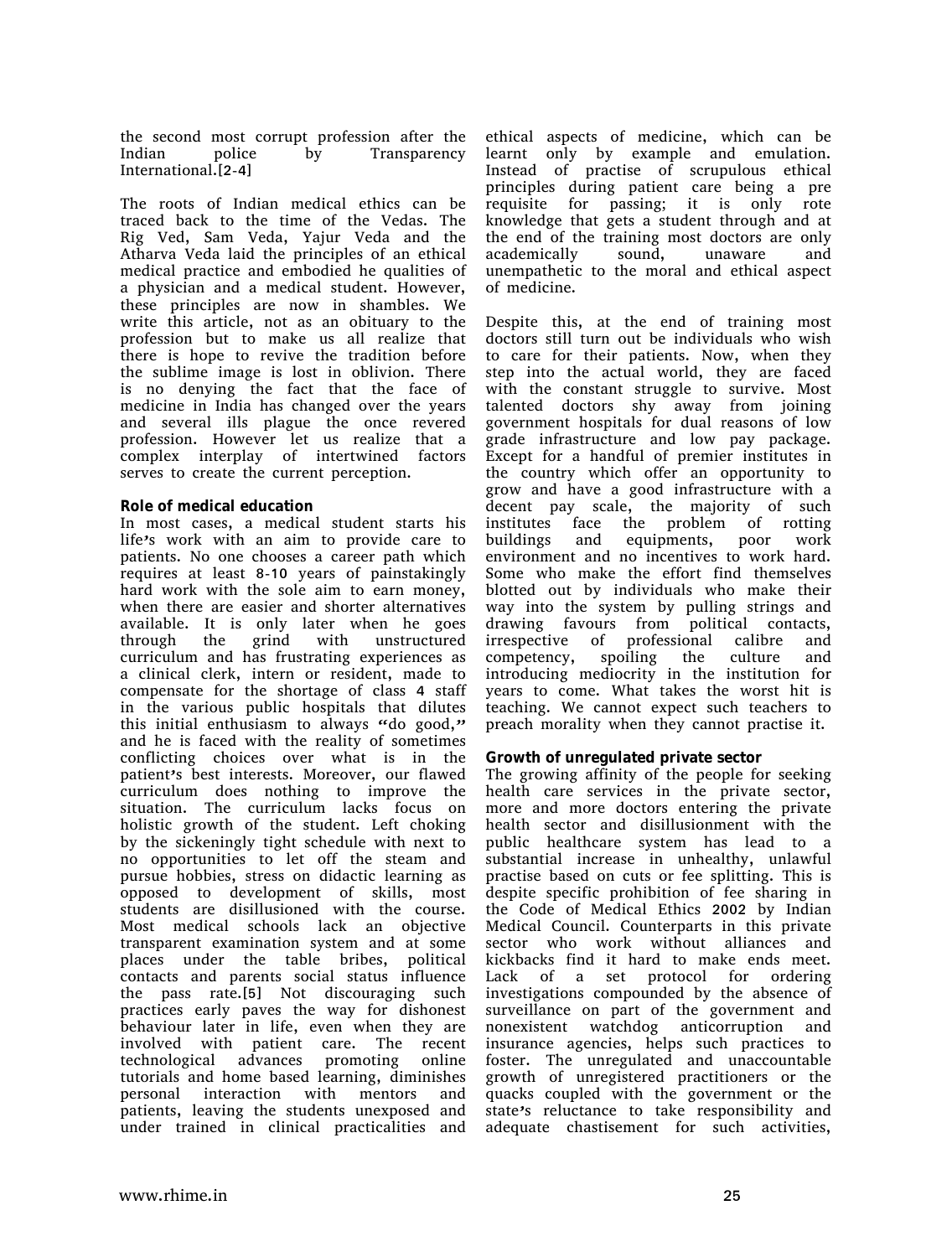the second most corrupt profession after the Indian police by Transparency International.[2-4]

The roots of Indian medical ethics can be traced back to the time of the Vedas. The Rig Ved, Sam Veda, Yajur Veda and the Atharva Veda laid the principles of an ethical medical practice and embodied he qualities of a physician and a medical student. However, these principles are now in shambles. We write this article, not as an obituary to the profession but to make us all realize that there is hope to revive the tradition before the sublime image is lost in oblivion. There is no denying the fact that the face of medicine in India has changed over the years and several ills plague the once revered profession. However let us realize that a complex interplay of intertwined factors serves to create the current perception.

**Role of medical education**

In most cases, a medical student starts his life's work with an aim to provide care to patients. No one chooses a career path which requires at least 8-10 years of painstakingly hard work with the sole aim to earn money, when there are easier and shorter alternatives available. It is only later when he goes through the grind with unstructured curriculum and has frustrating experiences as a clinical clerk, intern or resident, made to compensate for the shortage of class 4 staff in the various public hospitals that dilutes this initial enthusiasm to always "do good," and he is faced with the reality of sometimes conflicting choices over what is in the patient's best interests. Moreover, our flawed curriculum does nothing to improve the situation. The curriculum lacks focus on holistic growth of the student. Left choking by the sickeningly tight schedule with next to no opportunities to let off the steam and pursue hobbies, stress on didactic learning as opposed to development of skills, most students are disillusioned with the course. Most medical schools lack an objective transparent examination system and at some places under the table bribes, political contacts and parents social status influence the pass rate.[5] Not discouraging such practices early paves the way for dishonest behaviour later in life, even when they are involved with patient care. The recent technological advances promoting online tutorials and home based learning, diminishes personal interaction with mentors and patients, leaving the students unexposed and under trained in clinical practicalities and ethical aspects of medicine, which can be learnt only by example and emulation. Instead of practise of scrupulous ethical principles during patient care being a pre requisite for passing; it is only rote knowledge that gets a student through and at the end of the training most doctors are only academically sound, unaware and unempathetic to the moral and ethical aspect of medicine.

Despite this, at the end of training most doctors still turn out be individuals who wish to care for their patients. Now, when they step into the actual world, they are faced with the constant struggle to survive. Most talented doctors shy away from joining government hospitals for dual reasons of low grade infrastructure and low pay package. Except for a handful of premier institutes in the country which offer an opportunity to grow and have a good infrastructure with a decent pay scale, the majority of such institutes face the problem of rotting buildings and equipments, poor work environment and no incentives to work hard. Some who make the effort find themselves blotted out by individuals who make their way into the system by pulling strings and drawing favours from political contacts, irrespective of professional calibre and competency, spoiling the culture and introducing mediocrity in the institution for years to come. What takes the worst hit is teaching. We cannot expect such teachers to preach morality when they cannot practise it.

**Growth of unregulated private sector**

The growing affinity of the people for seeking health care services in the private sector, more and more doctors entering the private health sector and disillusionment with the public healthcare system has lead to a substantial increase in unhealthy, unlawful practise based on cuts or fee splitting. This is despite specific prohibition of fee sharing in the Code of Medical Ethics 2002 by Indian Medical Council. Counterparts in this private sector who work without alliances and kickbacks find it hard to make ends meet. Lack of a set protocol for ordering investigations compounded by the absence of surveillance on part of the government and nonexistent watchdog anticorruption and insurance agencies, helps such practices to foster. The unregulated and unaccountable growth of unregistered practitioners or the quacks coupled with the government or the state's reluctance to take responsibility and adequate chastisement for such activities,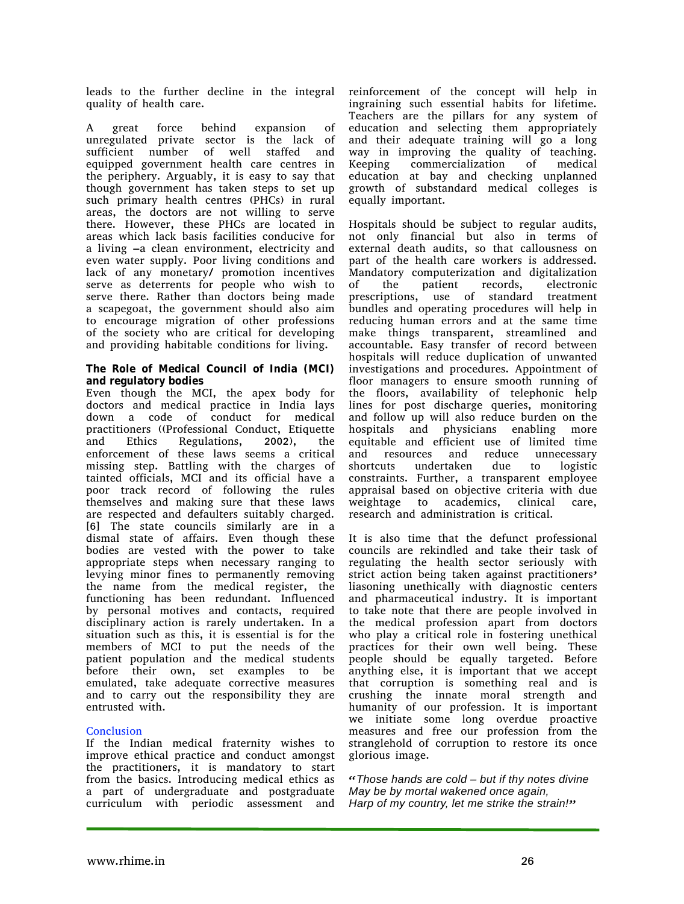leads to the further decline in the integral quality of health care.

A great force behind expansion of unregulated private sector is the lack of sufficient number of well staffed and equipped government health care centres in the periphery. Arguably, it is easy to say that though government has taken steps to set up such primary health centres (PHCs) in rural areas, the doctors are not willing to serve there. However, these PHCs are located in areas which lack basis facilities conducive for a living –a clean environment, electricity and even water supply. Poor living conditions and lack of any monetary/ promotion incentives serve as deterrents for people who wish to serve there. Rather than doctors being made a scapegoat, the government should also aim to encourage migration of other professions of the society who are critical for developing and providing habitable conditions for living.

### The Role of Medical Council of India (MCI) and regulatory bodies

Even though the MCI, the apex body for doctors and medical practice in India lays down a code of conduct for medical practitioners ((Professional Conduct, Etiquette and Ethics Regulations, 2002), the enforcement of these laws seems a critical missing step. Battling with the charges of tainted officials, MCI and its official have a poor track record of following the rules themselves and making sure that these laws are respected and defaulters suitably charged. [6] The state councils similarly are in a dismal state of affairs. Even though these bodies are vested with the power to take appropriate steps when necessary ranging to levying minor fines to permanently removing the name from the medical register, the functioning has been redundant. Influenced by personal motives and contacts, required disciplinary action is rarely undertaken. In a situation such as this, it is essential is for the members of MCI to put the needs of the patient population and the medical students before their own, set examples to be emulated, take adequate corrective measures and to carry out the responsibility they are entrusted with.

## Conclusion

If the Indian medical fraternity wishes to improve ethical practice and conduct amongst the practitioners, it is mandatory to start from the basics. Introducing medical ethics as a part of undergraduate and postgraduate curriculum with periodic assessment and reinforcement of the concept will help in ingraining such essential habits for lifetime. Teachers are the pillars for any system of education and selecting them appropriately and their adequate training will go a long way in improving the quality of teaching. Keeping commercialization of medical education at bay and checking unplanned growth of substandard medical colleges is equally important.

Hospitals should be subject to regular audits, not only financial but also in terms of external death audits, so that callousness on part of the health care workers is addressed. Mandatory computerization and digitalization of the patient records, electronic prescriptions, use of standard treatment bundles and operating procedures will help in reducing human errors and at the same time make things transparent, streamlined and accountable. Easy transfer of record between hospitals will reduce duplication of unwanted investigations and procedures. Appointment of floor managers to ensure smooth running of the floors, availability of telephonic help lines for post discharge queries, monitoring and follow up will also reduce burden on the hospitals and physicians enabling more equitable and efficient use of limited time and resources and reduce unnecessary shortcuts undertaken due to logistic constraints. Further, a transparent employee appraisal based on objective criteria with due weightage to academics, clinical care, research and administration is critical.

It is also time that the defunct professional councils are rekindled and take their task of regulating the health sector seriously with strict action being taken against practitioners' liasoning unethically with diagnostic centers and pharmaceutical industry. It is important to take note that there are people involved in the medical profession apart from doctors who play a critical role in fostering unethical practices for their own well being. These people should be equally targeted. Before anything else, it is important that we accept that corruption is something real and is crushing the innate moral strength and humanity of our profession. It is important we initiate some long overdue proactive measures and free our profession from the stranglehold of corruption to restore its once glorious image.

*"Those hands are cold – but if thy notes divine*
*May be by mortal wakened once again,*
*Harp of my country, let me strike the strain!"*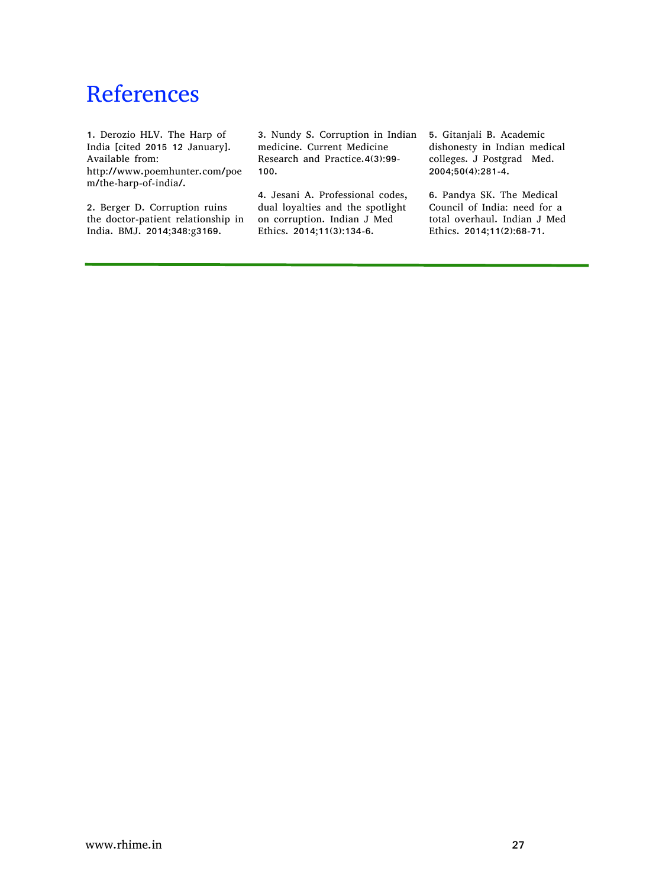# References

1. Derozio HLV. The Harp of India [cited 2015 12 January]. Available from: http://www.poemhunter.com/poem/the-harp-of-india/.

2. Berger D. Corruption ruins the doctor-patient relationship in India. BMJ. 2014;348:g3169.

3. Nundy S. Corruption in Indian medicine. Current Medicine Research and Practice.4(3):99-100.

4. Jesani A. Professional codes, dual loyalties and the spotlight on corruption. Indian J Med Ethics. 2014;11(3):134-6.

5. Gitanjali B. Academic dishonesty in Indian medical colleges. J Postgrad Med. 2004;50(4):281-4.

6. Pandya SK. The Medical Council of India: need for a total overhaul. Indian J Med Ethics. 2014;11(2):68-71.